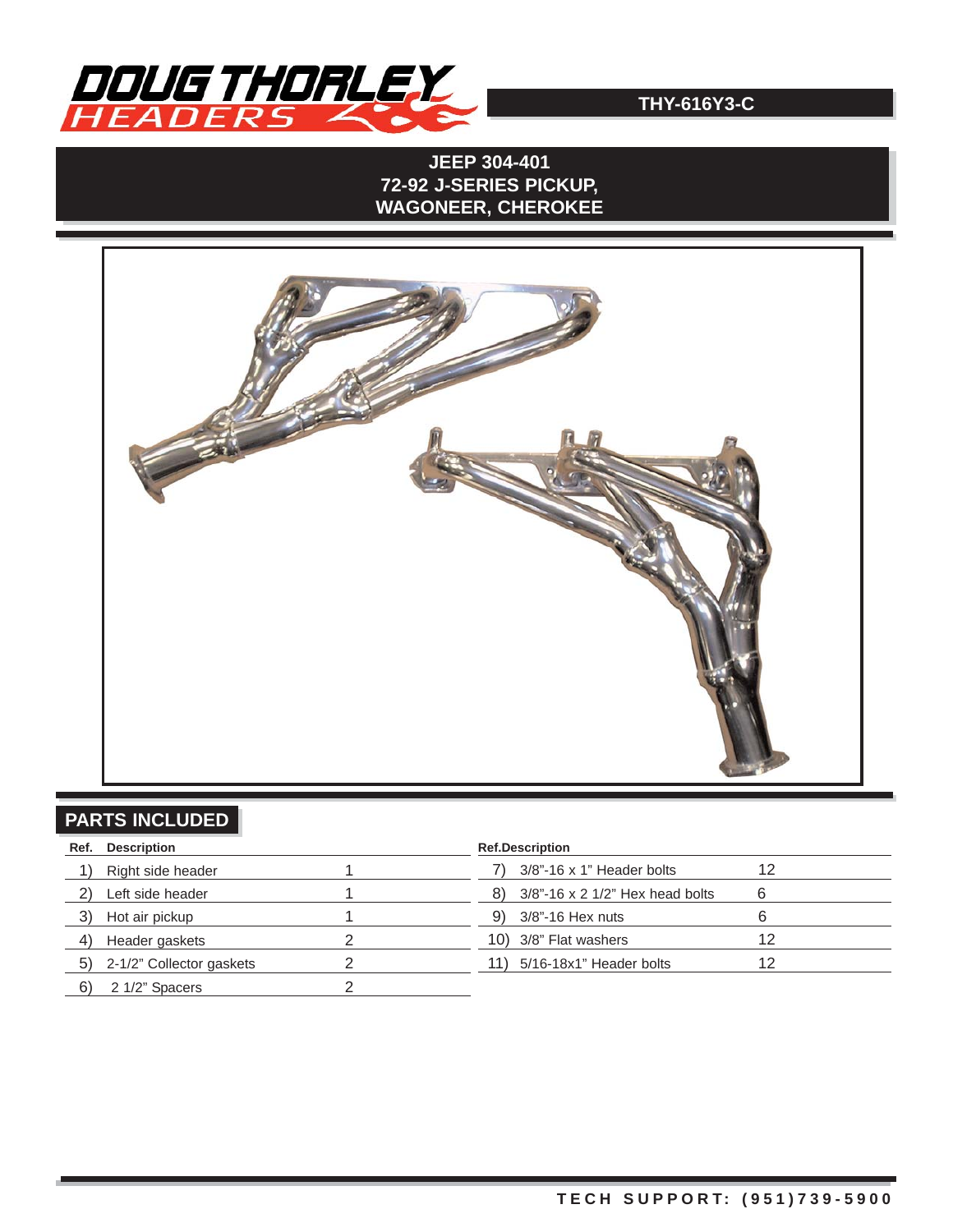THY-616Y3-C

# JEEP 304-401
# 72-92 J-SERIES PICKUP, WAGONEER, CHEROKEE

## PARTS INCLUDED

| Ref. | Description | Qty |
|---|---|---|
| 1) | Right side header | 1 |
| 2) | Left side header | 1 |
| 3) | Hot air pickup | 1 |
| 4) | Header gaskets | 2 |
| 5) | 2-1/2" Collector gaskets | 2 |
| 6) | 2 1/2" Spacers | 2 |

| Ref. | Description | Qty |
|---|---|---|
| 7) | 3/8"-16 x 1" Header bolts | 12 |
| 8) | 3/8"-16 x 2 1/2" Hex head bolts | 6 |
| 9) | 3/8"-16 Hex nuts | 6 |
| 10) | 3/8" Flat washers | 12 |
| 11) | 5/16-18x1" Header bolts | 12 |

TECH SUPPORT: (951)739-5900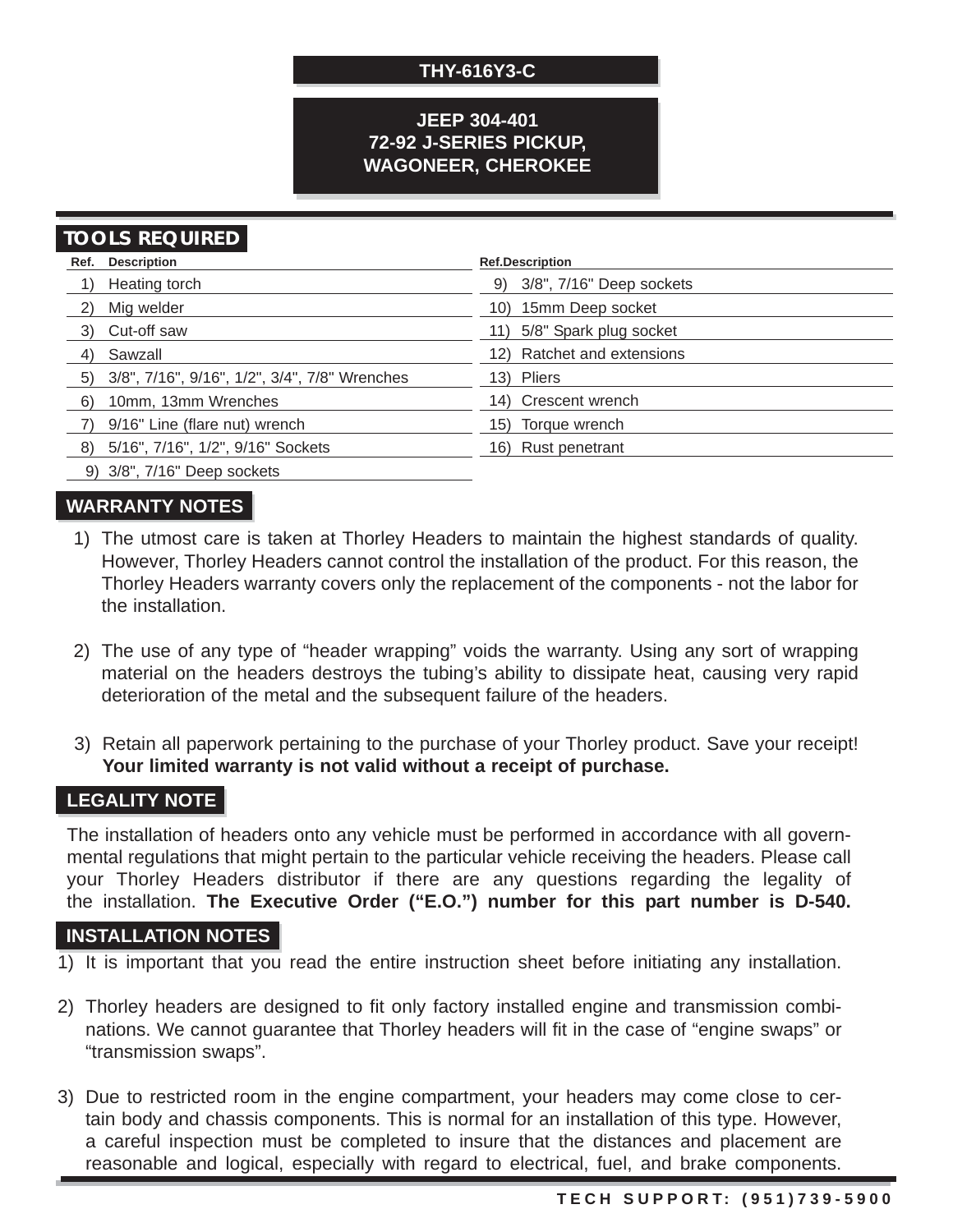**THY-616Y3-C**

**JEEP 304-401**
**72-92 J-SERIES PICKUP,**
**WAGONEER, CHEROKEE**

## TOOLS REQUIRED

| Ref. | Description | Ref. | Description |
|---|---|---|---|
| 1) | Heating torch | 9) | 3/8", 7/16" Deep sockets |
| 2) | Mig welder | 10) | 15mm Deep socket |
| 3) | Cut-off saw | 11) | 5/8" Spark plug socket |
| 4) | Sawzall | 12) | Ratchet and extensions |
| 5) | 3/8", 7/16", 9/16", 1/2", 3/4", 7/8" Wrenches | 13) | Pliers |
| 6) | 10mm, 13mm Wrenches | 14) | Crescent wrench |
| 7) | 9/16" Line (flare nut) wrench | 15) | Torque wrench |
| 8) | 5/16", 7/16", 1/2", 9/16" Sockets | 16) | Rust penetrant |
| 9) | 3/8", 7/16" Deep sockets | | |

## WARRANTY NOTES

1) The utmost care is taken at Thorley Headers to maintain the highest standards of quality. However, Thorley Headers cannot control the installation of the product. For this reason, the Thorley Headers warranty covers only the replacement of the components - not the labor for the installation.

2) The use of any type of "header wrapping" voids the warranty. Using any sort of wrapping material on the headers destroys the tubing's ability to dissipate heat, causing very rapid deterioration of the metal and the subsequent failure of the headers.

3) Retain all paperwork pertaining to the purchase of your Thorley product. Save your receipt! **Your limited warranty is not valid without a receipt of purchase.**

## LEGALITY NOTE

The installation of headers onto any vehicle must be performed in accordance with all governmental regulations that might pertain to the particular vehicle receiving the headers. Please call your Thorley Headers distributor if there are any questions regarding the legality of the installation. **The Executive Order ("E.O.") number for this part number is D-540.**

## INSTALLATION NOTES

1) It is important that you read the entire instruction sheet before initiating any installation.

2) Thorley headers are designed to fit only factory installed engine and transmission combinations. We cannot guarantee that Thorley headers will fit in the case of "engine swaps" or "transmission swaps".

3) Due to restricted room in the engine compartment, your headers may come close to certain body and chassis components. This is normal for an installation of this type. However, a careful inspection must be completed to insure that the distances and placement are reasonable and logical, especially with regard to electrical, fuel, and brake components.

**TECH SUPPORT: (951)739-5900**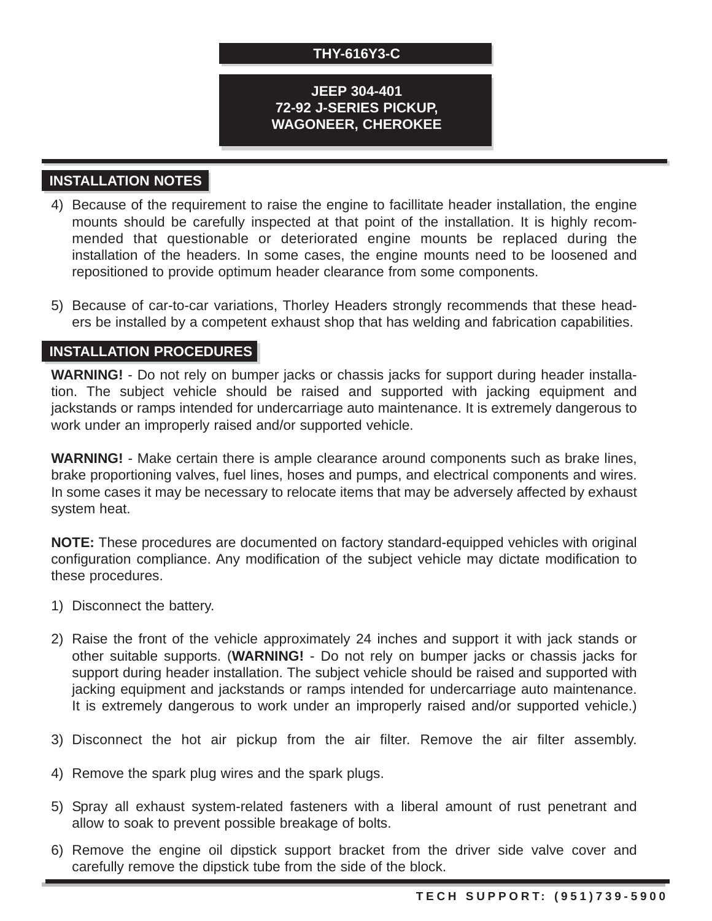**THY-616Y3-C**

**JEEP 304-401**
**72-92 J-SERIES PICKUP,**
**WAGONEER, CHEROKEE**

## INSTALLATION NOTES

4) Because of the requirement to raise the engine to facillitate header installation, the engine mounts should be carefully inspected at that point of the installation. It is highly recommended that questionable or deteriorated engine mounts be replaced during the installation of the headers. In some cases, the engine mounts need to be loosened and repositioned to provide optimum header clearance from some components.

5) Because of car-to-car variations, Thorley Headers strongly recommends that these headers be installed by a competent exhaust shop that has welding and fabrication capabilities.

## INSTALLATION PROCEDURES

**WARNING!** - Do not rely on bumper jacks or chassis jacks for support during header installation. The subject vehicle should be raised and supported with jacking equipment and jackstands or ramps intended for undercarriage auto maintenance. It is extremely dangerous to work under an improperly raised and/or supported vehicle.

**WARNING!** - Make certain there is ample clearance around components such as brake lines, brake proportioning valves, fuel lines, hoses and pumps, and electrical components and wires. In some cases it may be necessary to relocate items that may be adversely affected by exhaust system heat.

**NOTE:** These procedures are documented on factory standard-equipped vehicles with original configuration compliance. Any modification of the subject vehicle may dictate modification to these procedures.

1) Disconnect the battery.

2) Raise the front of the vehicle approximately 24 inches and support it with jack stands or other suitable supports. (**WARNING!** - Do not rely on bumper jacks or chassis jacks for support during header installation. The subject vehicle should be raised and supported with jacking equipment and jackstands or ramps intended for undercarriage auto maintenance. It is extremely dangerous to work under an improperly raised and/or supported vehicle.)

3) Disconnect the hot air pickup from the air filter. Remove the air filter assembly.

4) Remove the spark plug wires and the spark plugs.

5) Spray all exhaust system-related fasteners with a liberal amount of rust penetrant and allow to soak to prevent possible breakage of bolts.

6) Remove the engine oil dipstick support bracket from the driver side valve cover and carefully remove the dipstick tube from the side of the block.

TECH SUPPORT: (951)739-5900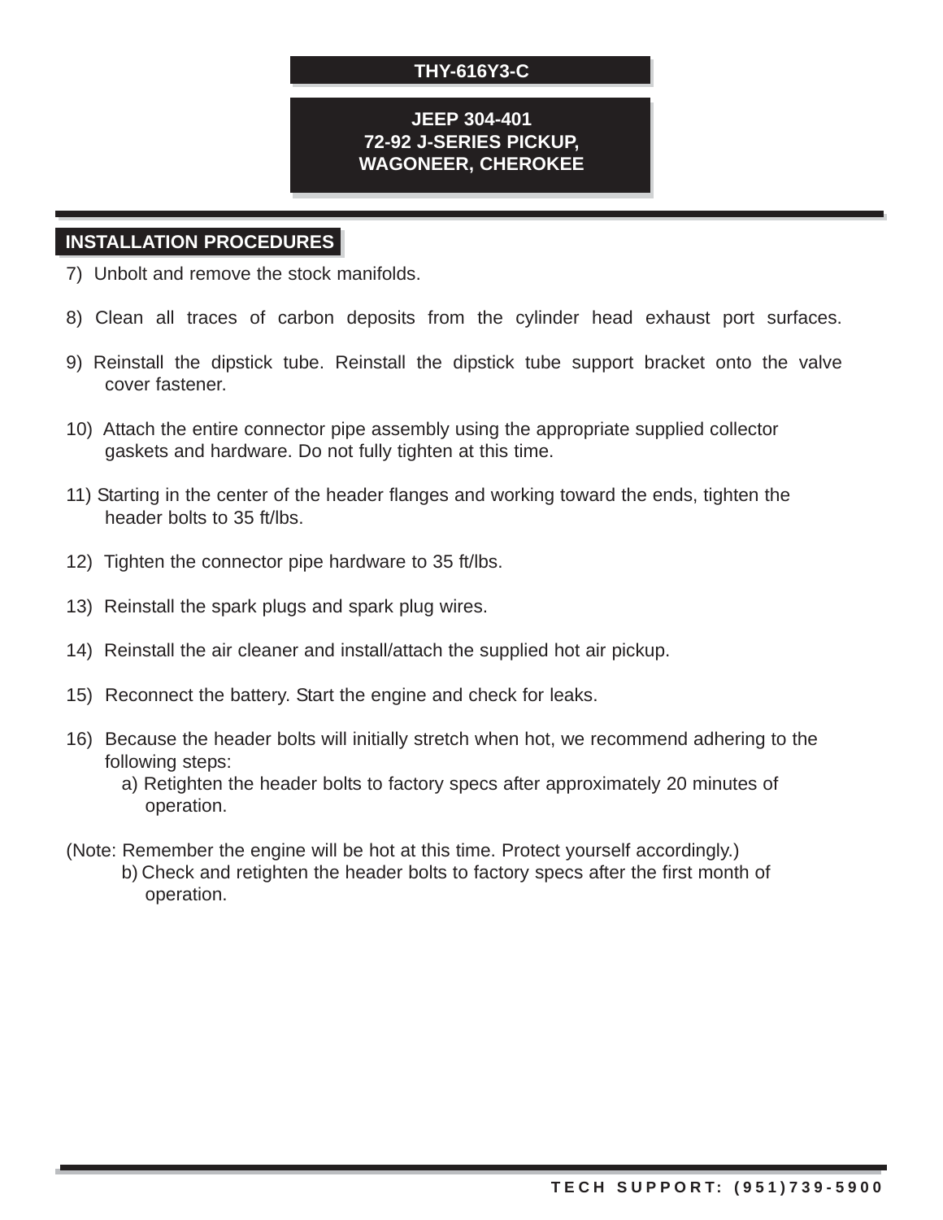**THY-616Y3-C**

**JEEP 304-401**
**72-92 J-SERIES PICKUP,**
**WAGONEER, CHEROKEE**

## INSTALLATION PROCEDURES

7) Unbolt and remove the stock manifolds.

8) Clean all traces of carbon deposits from the cylinder head exhaust port surfaces.

9) Reinstall the dipstick tube. Reinstall the dipstick tube support bracket onto the valve cover fastener.

10) Attach the entire connector pipe assembly using the appropriate supplied collector gaskets and hardware. Do not fully tighten at this time.

11) Starting in the center of the header flanges and working toward the ends, tighten the header bolts to 35 ft/lbs.

12) Tighten the connector pipe hardware to 35 ft/lbs.

13) Reinstall the spark plugs and spark plug wires.

14) Reinstall the air cleaner and install/attach the supplied hot air pickup.

15) Reconnect the battery. Start the engine and check for leaks.

16) Because the header bolts will initially stretch when hot, we recommend adhering to the following steps:
   a) Retighten the header bolts to factory specs after approximately 20 minutes of operation.

(Note: Remember the engine will be hot at this time. Protect yourself accordingly.)
   b) Check and retighten the header bolts to factory specs after the first month of operation.

TECH SUPPORT: (951)739-5900